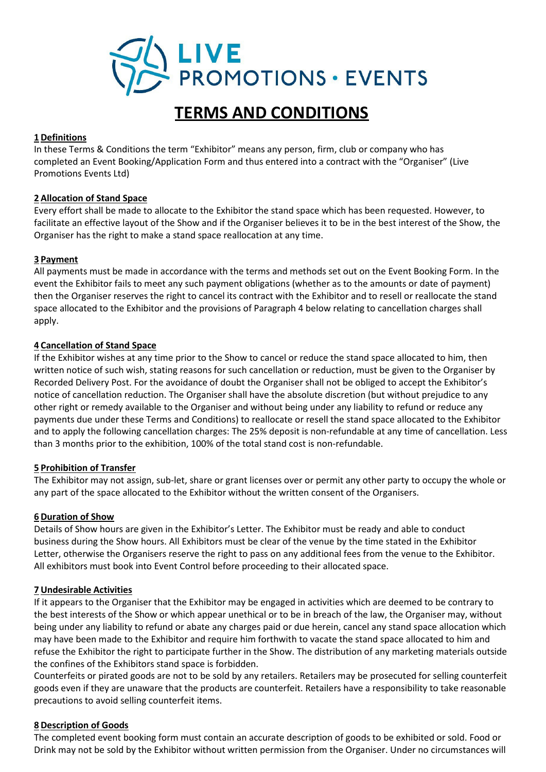LIVE PROMOTIONS • EVENTS

# TERMS AND CONDITIONS

**1 Definitions**

In these Terms & Conditions the term "Exhibitor" means any person, firm, club or company who has completed an Event Booking/Application Form and thus entered into a contract with the "Organiser" (Live Promotions Events Ltd)

**2 Allocation of Stand Space**

Every effort shall be made to allocate to the Exhibitor the stand space which has been requested. However, to facilitate an effective layout of the Show and if the Organiser believes it to be in the best interest of the Show, the Organiser has the right to make a stand space reallocation at any time.

**3 Payment**

All payments must be made in accordance with the terms and methods set out on the Event Booking Form. In the event the Exhibitor fails to meet any such payment obligations (whether as to the amounts or date of payment) then the Organiser reserves the right to cancel its contract with the Exhibitor and to resell or reallocate the stand space allocated to the Exhibitor and the provisions of Paragraph 4 below relating to cancellation charges shall apply.

**4 Cancellation of Stand Space**

If the Exhibitor wishes at any time prior to the Show to cancel or reduce the stand space allocated to him, then written notice of such wish, stating reasons for such cancellation or reduction, must be given to the Organiser by Recorded Delivery Post. For the avoidance of doubt the Organiser shall not be obliged to accept the Exhibitor's notice of cancellation reduction. The Organiser shall have the absolute discretion (but without prejudice to any other right or remedy available to the Organiser and without being under any liability to refund or reduce any payments due under these Terms and Conditions) to reallocate or resell the stand space allocated to the Exhibitor and to apply the following cancellation charges: The 25% deposit is non-refundable at any time of cancellation. Less than 3 months prior to the exhibition, 100% of the total stand cost is non-refundable.

**5 Prohibition of Transfer**

The Exhibitor may not assign, sub-let, share or grant licenses over or permit any other party to occupy the whole or any part of the space allocated to the Exhibitor without the written consent of the Organisers.

**6 Duration of Show**

Details of Show hours are given in the Exhibitor's Letter. The Exhibitor must be ready and able to conduct business during the Show hours. All Exhibitors must be clear of the venue by the time stated in the Exhibitor Letter, otherwise the Organisers reserve the right to pass on any additional fees from the venue to the Exhibitor. All exhibitors must book into Event Control before proceeding to their allocated space.

**7 Undesirable Activities**

If it appears to the Organiser that the Exhibitor may be engaged in activities which are deemed to be contrary to the best interests of the Show or which appear unethical or to be in breach of the law, the Organiser may, without being under any liability to refund or abate any charges paid or due herein, cancel any stand space allocation which may have been made to the Exhibitor and require him forthwith to vacate the stand space allocated to him and refuse the Exhibitor the right to participate further in the Show. The distribution of any marketing materials outside the confines of the Exhibitors stand space is forbidden.

Counterfeits or pirated goods are not to be sold by any retailers. Retailers may be prosecuted for selling counterfeit goods even if they are unaware that the products are counterfeit. Retailers have a responsibility to take reasonable precautions to avoid selling counterfeit items.

**8 Description of Goods**

The completed event booking form must contain an accurate description of goods to be exhibited or sold. Food or Drink may not be sold by the Exhibitor without written permission from the Organiser. Under no circumstances will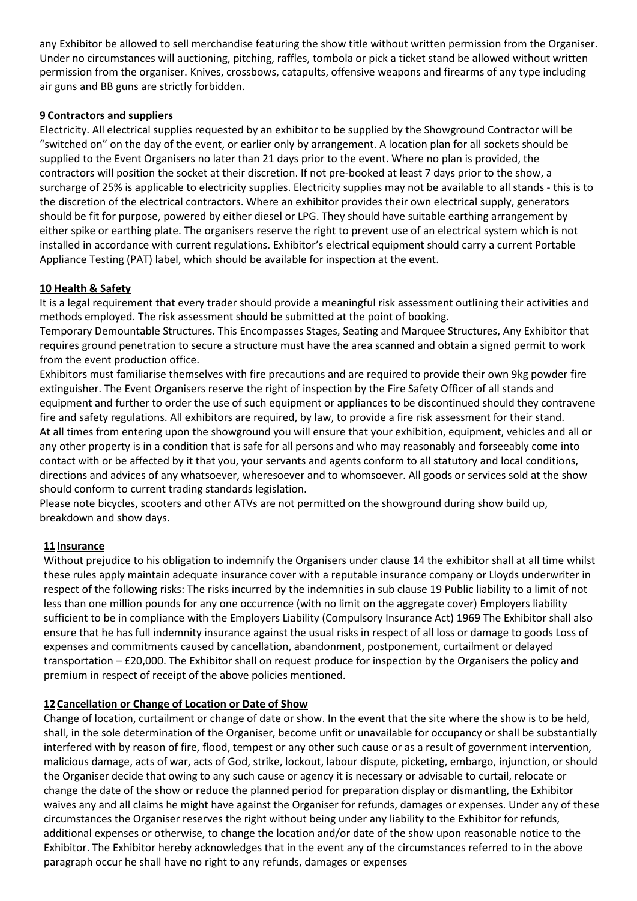any Exhibitor be allowed to sell merchandise featuring the show title without written permission from the Organiser. Under no circumstances will auctioning, pitching, raffles, tombola or pick a ticket stand be allowed without written permission from the organiser. Knives, crossbows, catapults, offensive weapons and firearms of any type including air guns and BB guns are strictly forbidden.

**9 Contractors and suppliers**

Electricity. All electrical supplies requested by an exhibitor to be supplied by the Showground Contractor will be "switched on" on the day of the event, or earlier only by arrangement. A location plan for all sockets should be supplied to the Event Organisers no later than 21 days prior to the event. Where no plan is provided, the contractors will position the socket at their discretion. If not pre-booked at least 7 days prior to the show, a surcharge of 25% is applicable to electricity supplies. Electricity supplies may not be available to all stands - this is to the discretion of the electrical contractors. Where an exhibitor provides their own electrical supply, generators should be fit for purpose, powered by either diesel or LPG. They should have suitable earthing arrangement by either spike or earthing plate. The organisers reserve the right to prevent use of an electrical system which is not installed in accordance with current regulations. Exhibitor's electrical equipment should carry a current Portable Appliance Testing (PAT) label, which should be available for inspection at the event.

**10 Health & Safety**

It is a legal requirement that every trader should provide a meaningful risk assessment outlining their activities and methods employed. The risk assessment should be submitted at the point of booking.

Temporary Demountable Structures. This Encompasses Stages, Seating and Marquee Structures, Any Exhibitor that requires ground penetration to secure a structure must have the area scanned and obtain a signed permit to work from the event production office.

Exhibitors must familiarise themselves with fire precautions and are required to provide their own 9kg powder fire extinguisher. The Event Organisers reserve the right of inspection by the Fire Safety Officer of all stands and equipment and further to order the use of such equipment or appliances to be discontinued should they contravene fire and safety regulations. All exhibitors are required, by law, to provide a fire risk assessment for their stand.

At all times from entering upon the showground you will ensure that your exhibition, equipment, vehicles and all or any other property is in a condition that is safe for all persons and who may reasonably and forseeably come into contact with or be affected by it that you, your servants and agents conform to all statutory and local conditions, directions and advices of any whatsoever, wheresoever and to whomsoever. All goods or services sold at the show should conform to current trading standards legislation.

Please note bicycles, scooters and other ATVs are not permitted on the showground during show build up, breakdown and show days.

**11 Insurance**

Without prejudice to his obligation to indemnify the Organisers under clause 14 the exhibitor shall at all time whilst these rules apply maintain adequate insurance cover with a reputable insurance company or Lloyds underwriter in respect of the following risks: The risks incurred by the indemnities in sub clause 19 Public liability to a limit of not less than one million pounds for any one occurrence (with no limit on the aggregate cover) Employers liability sufficient to be in compliance with the Employers Liability (Compulsory Insurance Act) 1969 The Exhibitor shall also ensure that he has full indemnity insurance against the usual risks in respect of all loss or damage to goods Loss of expenses and commitments caused by cancellation, abandonment, postponement, curtailment or delayed transportation – £20,000. The Exhibitor shall on request produce for inspection by the Organisers the policy and premium in respect of receipt of the above policies mentioned.

**12 Cancellation or Change of Location or Date of Show**

Change of location, curtailment or change of date or show. In the event that the site where the show is to be held, shall, in the sole determination of the Organiser, become unfit or unavailable for occupancy or shall be substantially interfered with by reason of fire, flood, tempest or any other such cause or as a result of government intervention, malicious damage, acts of war, acts of God, strike, lockout, labour dispute, picketing, embargo, injunction, or should the Organiser decide that owing to any such cause or agency it is necessary or advisable to curtail, relocate or change the date of the show or reduce the planned period for preparation display or dismantling, the Exhibitor waives any and all claims he might have against the Organiser for refunds, damages or expenses. Under any of these circumstances the Organiser reserves the right without being under any liability to the Exhibitor for refunds, additional expenses or otherwise, to change the location and/or date of the show upon reasonable notice to the Exhibitor. The Exhibitor hereby acknowledges that in the event any of the circumstances referred to in the above paragraph occur he shall have no right to any refunds, damages or expenses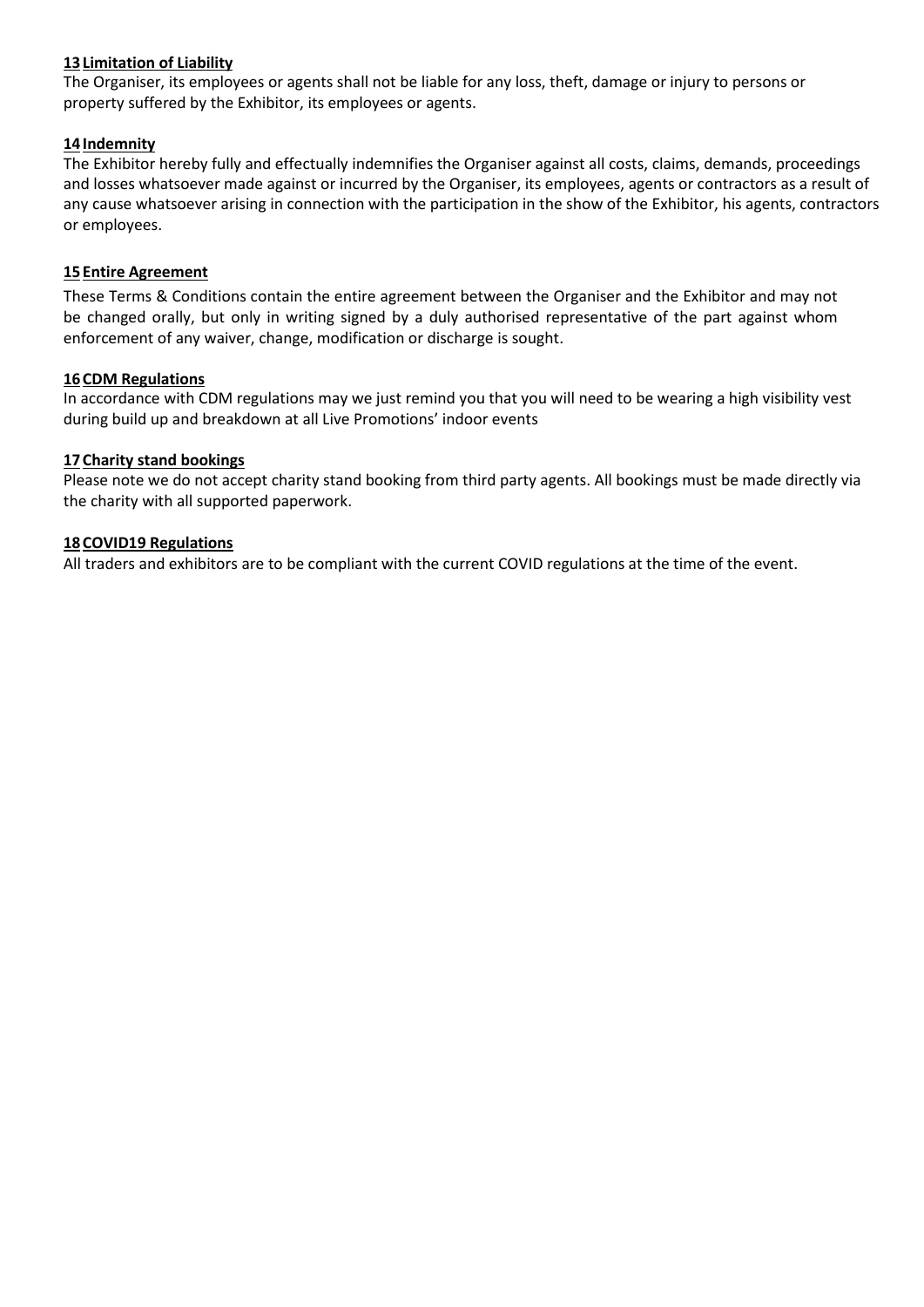**13 Limitation of Liability**

The Organiser, its employees or agents shall not be liable for any loss, theft, damage or injury to persons or property suffered by the Exhibitor, its employees or agents.

**14 Indemnity**

The Exhibitor hereby fully and effectually indemnifies the Organiser against all costs, claims, demands, proceedings and losses whatsoever made against or incurred by the Organiser, its employees, agents or contractors as a result of any cause whatsoever arising in connection with the participation in the show of the Exhibitor, his agents, contractors or employees.

**15 Entire Agreement**

These Terms & Conditions contain the entire agreement between the Organiser and the Exhibitor and may not be changed orally, but only in writing signed by a duly authorised representative of the part against whom enforcement of any waiver, change, modification or discharge is sought.

**16 CDM Regulations**

In accordance with CDM regulations may we just remind you that you will need to be wearing a high visibility vest during build up and breakdown at all Live Promotions' indoor events

**17 Charity stand bookings**

Please note we do not accept charity stand booking from third party agents. All bookings must be made directly via the charity with all supported paperwork.

**18 COVID19 Regulations**

All traders and exhibitors are to be compliant with the current COVID regulations at the time of the event.